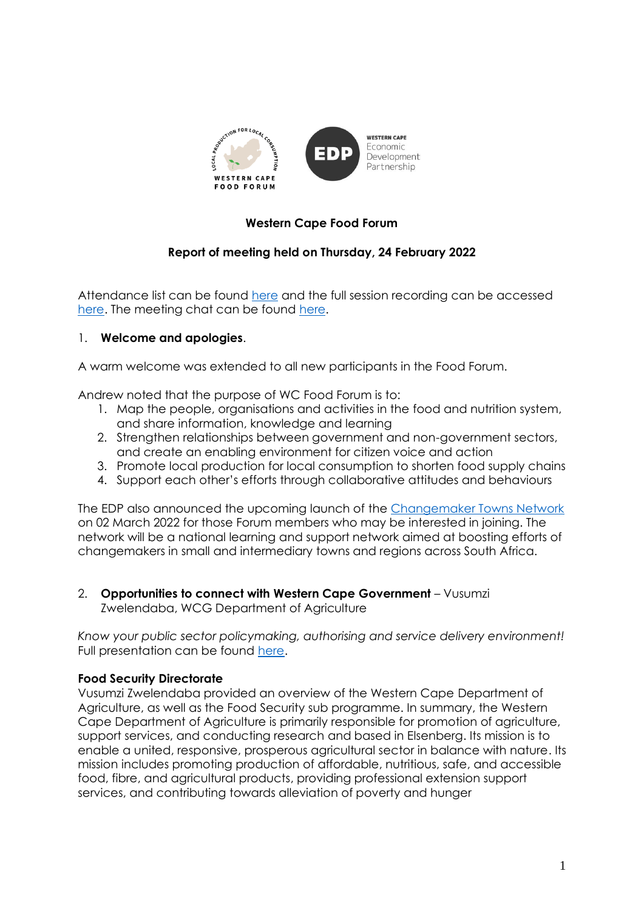**Western Cape Food Forum**

**Report of meeting held on Thursday, 24 February 2022**

Attendance list can be found here and the full session recording can be accessed here. The meeting chat can be found here.

1. **Welcome and apologies**.

A warm welcome was extended to all new participants in the Food Forum.

Andrew noted that the purpose of WC Food Forum is to:

1. Map the people, organisations and activities in the food and nutrition system, and share information, knowledge and learning
2. Strengthen relationships between government and non-government sectors, and create an enabling environment for citizen voice and action
3. Promote local production for local consumption to shorten food supply chains
4. Support each other's efforts through collaborative attitudes and behaviours

The EDP also announced the upcoming launch of the Changemaker Towns Network on 02 March 2022 for those Forum members who may be interested in joining. The network will be a national learning and support network aimed at boosting efforts of changemakers in small and intermediary towns and regions across South Africa.

2. **Opportunities to connect with Western Cape Government** – Vusumzi Zwelendaba, WCG Department of Agriculture

*Know your public sector policymaking, authorising and service delivery environment!* Full presentation can be found here.

**Food Security Directorate**

Vusumzi Zwelendaba provided an overview of the Western Cape Department of Agriculture, as well as the Food Security sub programme. In summary, the Western Cape Department of Agriculture is primarily responsible for promotion of agriculture, support services, and conducting research and based in Elsenberg. Its mission is to enable a united, responsive, prosperous agricultural sector in balance with nature. Its mission includes promoting production of affordable, nutritious, safe, and accessible food, fibre, and agricultural products, providing professional extension support services, and contributing towards alleviation of poverty and hunger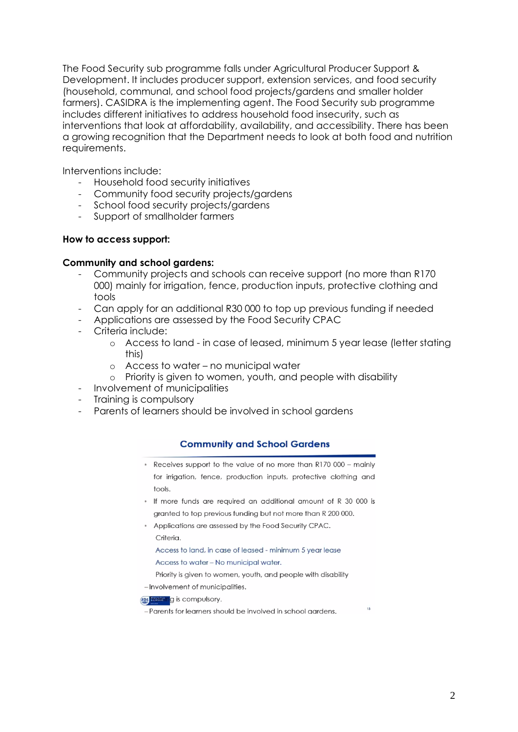The Food Security sub programme falls under Agricultural Producer Support & Development. It includes producer support, extension services, and food security (household, communal, and school food projects/gardens and smaller holder farmers). CASIDRA is the implementing agent. The Food Security sub programme includes different initiatives to address household food insecurity, such as interventions that look at affordability, availability, and accessibility. There has been a growing recognition that the Department needs to look at both food and nutrition requirements.

Interventions include:

- Household food security initiatives
- Community food security projects/gardens
- School food security projects/gardens
- Support of smallholder farmers

**How to access support:**

**Community and school gardens:**

- Community projects and schools can receive support (no more than R170 000) mainly for irrigation, fence, production inputs, protective clothing and tools
- Can apply for an additional R30 000 to top up previous funding if needed
- Applications are assessed by the Food Security CPAC
- Criteria include:
    - Access to land - in case of leased, minimum 5 year lease (letter stating this)
    - Access to water – no municipal water
    - Priority is given to women, youth, and people with disability
- Involvement of municipalities
- Training is compulsory
- Parents of learners should be involved in school gardens

**Community and School Gardens**

- Receives support to the value of no more than R170 000 – mainly for irrigation, fence, production inputs, protective clothing and tools.
- If more funds are required an additional amount of R 30 000 is granted to top previous funding but not more than R 200 000.
- Applications are assessed by the Food Security CPAC.

  Criteria.

  Access to land, in case of leased - minimum 5 year lease

  Access to water – No municipal water.

  Priority is given to women, youth, and people with disability

– Involvement of municipalities.

g is compulsory.

– Parents for learners should be involved in school gardens.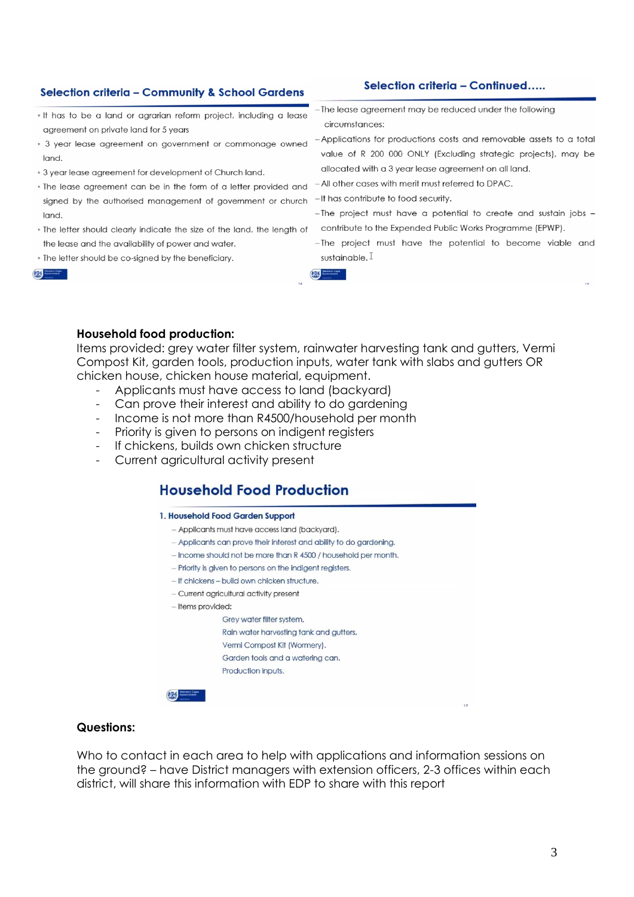### Selection criteria – Community & School Gardens

- It has to be a land or agrarian reform project, including a lease agreement on private land for 5 years
- 3 year lease agreement on government or commonage owned land.
- 3 year lease agreement for development of Church land.
- The lease agreement can be in the form of a letter provided and signed by the authorised management of government or church land.
- The letter should clearly indicate the size of the land, the length of the lease and the availability of power and water.
- The letter should be co-signed by the beneficiary.

### Selection criteria – Continued…..

- The lease agreement may be reduced under the following circumstances:
- Applications for productions costs and removable assets to a total value of R 200 000 ONLY (Excluding strategic projects), may be allocated with a 3 year lease agreement on all land.
- All other cases with merit must referred to DPAC.
- It has contribute to food security.
- The project must have a potential to create and sustain jobs – contribute to the Expended Public Works Programme (EPWP).
- The project must have the potential to become viable and sustainable.

**Household food production:**
Items provided: grey water filter system, rainwater harvesting tank and gutters, Vermi Compost Kit, garden tools, production inputs, water tank with slabs and gutters OR chicken house, chicken house material, equipment.

- Applicants must have access to land (backyard)
- Can prove their interest and ability to do gardening
- Income is not more than R4500/household per month
- Priority is given to persons on indigent registers
- If chickens, builds own chicken structure
- Current agricultural activity present

### Household Food Production

**1. Household Food Garden Support**

- Applicants must have access land (backyard).
- Applicants can prove their interest and ability to do gardening.
- Income should not be more than R 4500 / household per month.
- Priority is given to persons on the indigent registers.
- If chickens – build own chicken structure.
- Current agricultural activity present
- Items provided:
  - Grey water filter system.
  - Rain water harvesting tank and gutters.
  - Vermi Compost Kit (Wormery).
  - Garden tools and a watering can.
  - Production inputs.

**Questions:**

Who to contact in each area to help with applications and information sessions on the ground? – have District managers with extension officers, 2-3 offices within each district, will share this information with EDP to share with this report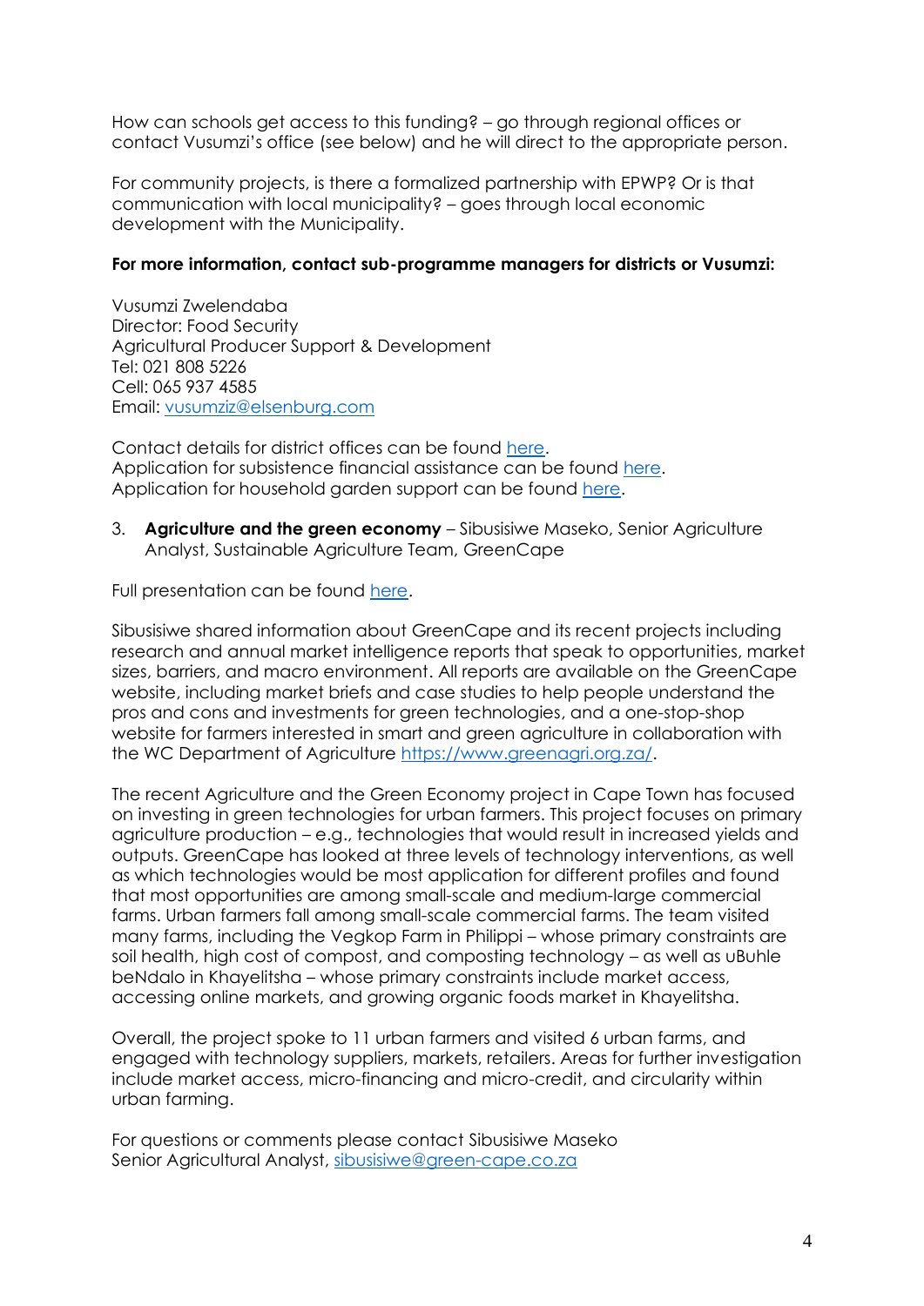How can schools get access to this funding? – go through regional offices or contact Vusumzi's office (see below) and he will direct to the appropriate person.

For community projects, is there a formalized partnership with EPWP? Or is that communication with local municipality? – goes through local economic development with the Municipality.

**For more information, contact sub-programme managers for districts or Vusumzi:**

Vusumzi Zwelendaba
Director: Food Security
Agricultural Producer Support & Development
Tel: 021 808 5226
Cell: 065 937 4585
Email: vusumziz@elsenburg.com

Contact details for district offices can be found here.
Application for subsistence financial assistance can be found here.
Application for household garden support can be found here.

3. **Agriculture and the green economy** – Sibusisiwe Maseko, Senior Agriculture Analyst, Sustainable Agriculture Team, GreenCape

Full presentation can be found here.

Sibusisiwe shared information about GreenCape and its recent projects including research and annual market intelligence reports that speak to opportunities, market sizes, barriers, and macro environment. All reports are available on the GreenCape website, including market briefs and case studies to help people understand the pros and cons and investments for green technologies, and a one-stop-shop website for farmers interested in smart and green agriculture in collaboration with the WC Department of Agriculture https://www.greenagri.org.za/.

The recent Agriculture and the Green Economy project in Cape Town has focused on investing in green technologies for urban farmers. This project focuses on primary agriculture production – e.g., technologies that would result in increased yields and outputs. GreenCape has looked at three levels of technology interventions, as well as which technologies would be most application for different profiles and found that most opportunities are among small-scale and medium-large commercial farms. Urban farmers fall among small-scale commercial farms. The team visited many farms, including the Vegkop Farm in Philippi – whose primary constraints are soil health, high cost of compost, and composting technology – as well as uBuhle beNdalo in Khayelitsha – whose primary constraints include market access, accessing online markets, and growing organic foods market in Khayelitsha.

Overall, the project spoke to 11 urban farmers and visited 6 urban farms, and engaged with technology suppliers, markets, retailers. Areas for further investigation include market access, micro-financing and micro-credit, and circularity within urban farming.

For questions or comments please contact Sibusisiwe Maseko
Senior Agricultural Analyst, sibusisiwe@green-cape.co.za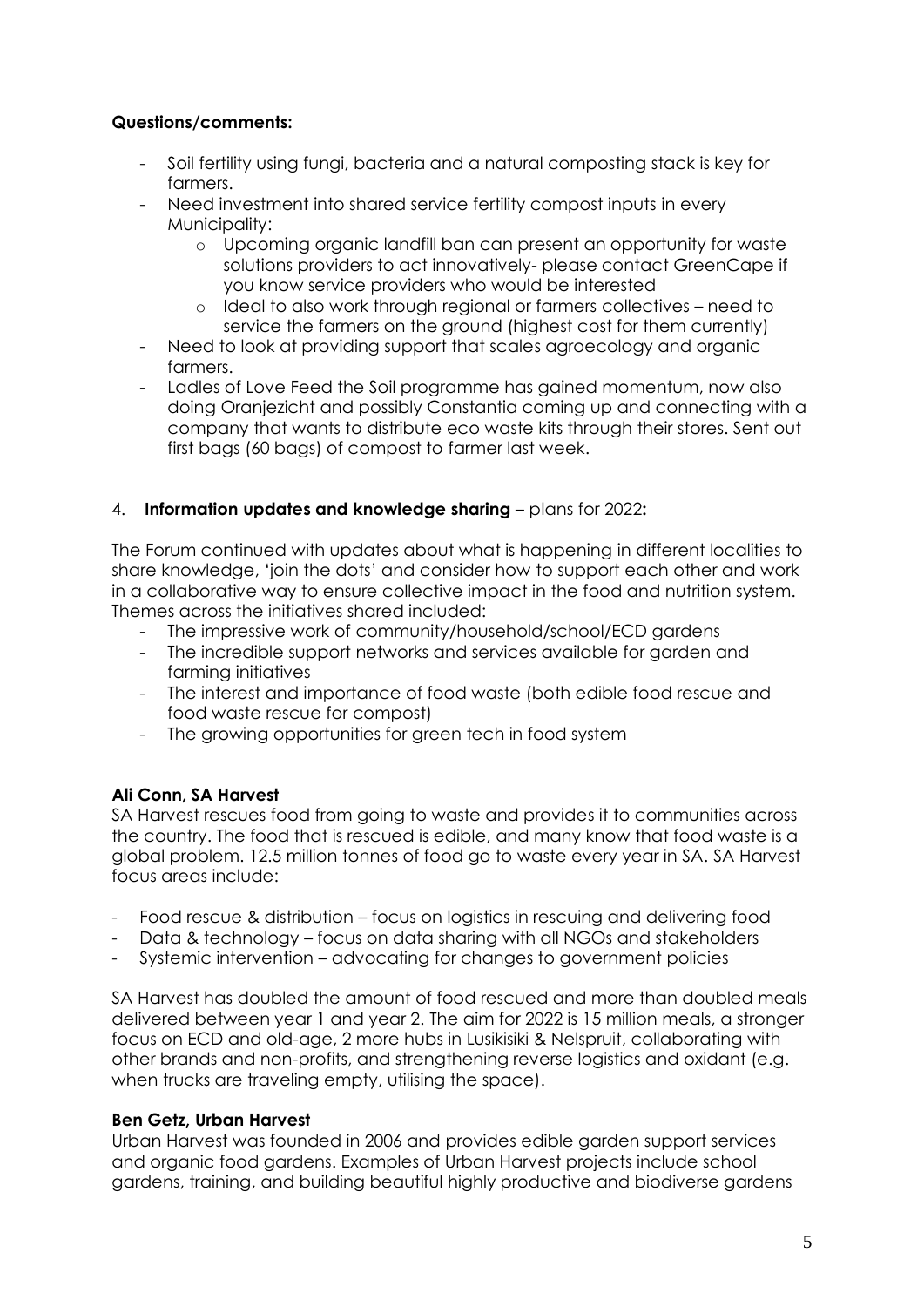**Questions/comments:**

- Soil fertility using fungi, bacteria and a natural composting stack is key for farmers.
- Need investment into shared service fertility compost inputs in every Municipality:
    - Upcoming organic landfill ban can present an opportunity for waste solutions providers to act innovatively- please contact GreenCape if you know service providers who would be interested
    - Ideal to also work through regional or farmers collectives – need to service the farmers on the ground (highest cost for them currently)
- Need to look at providing support that scales agroecology and organic farmers.
- Ladles of Love Feed the Soil programme has gained momentum, now also doing Oranjezicht and possibly Constantia coming up and connecting with a company that wants to distribute eco waste kits through their stores. Sent out first bags (60 bags) of compost to farmer last week.

4. **Information updates and knowledge sharing** – plans for 2022**:**

The Forum continued with updates about what is happening in different localities to share knowledge, 'join the dots' and consider how to support each other and work in a collaborative way to ensure collective impact in the food and nutrition system. Themes across the initiatives shared included:

- The impressive work of community/household/school/ECD gardens
- The incredible support networks and services available for garden and farming initiatives
- The interest and importance of food waste (both edible food rescue and food waste rescue for compost)
- The growing opportunities for green tech in food system

**Ali Conn, SA Harvest**

SA Harvest rescues food from going to waste and provides it to communities across the country. The food that is rescued is edible, and many know that food waste is a global problem. 12.5 million tonnes of food go to waste every year in SA. SA Harvest focus areas include:

- Food rescue & distribution – focus on logistics in rescuing and delivering food
- Data & technology – focus on data sharing with all NGOs and stakeholders
- Systemic intervention – advocating for changes to government policies

SA Harvest has doubled the amount of food rescued and more than doubled meals delivered between year 1 and year 2. The aim for 2022 is 15 million meals, a stronger focus on ECD and old-age, 2 more hubs in Lusikisiki & Nelspruit, collaborating with other brands and non-profits, and strengthening reverse logistics and oxidant (e.g. when trucks are traveling empty, utilising the space).

**Ben Getz, Urban Harvest**

Urban Harvest was founded in 2006 and provides edible garden support services and organic food gardens. Examples of Urban Harvest projects include school gardens, training, and building beautiful highly productive and biodiverse gardens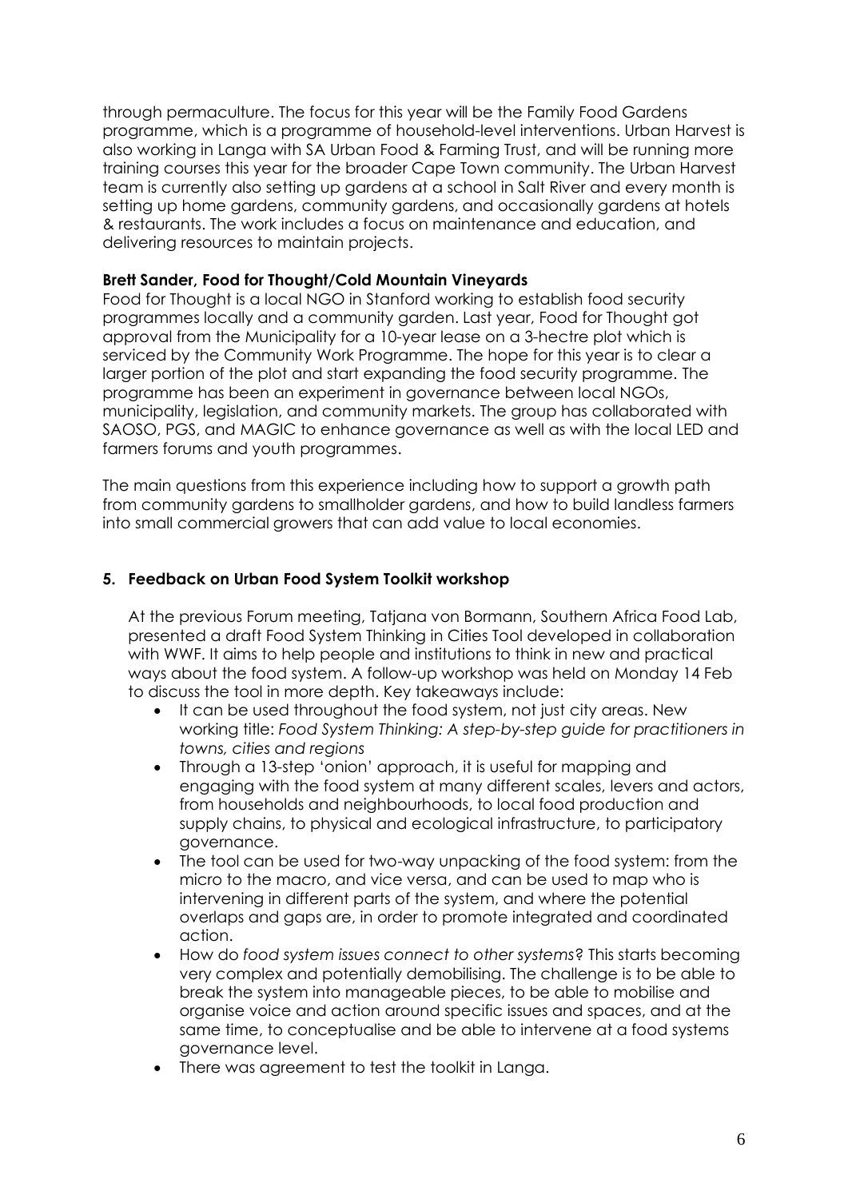through permaculture. The focus for this year will be the Family Food Gardens programme, which is a programme of household-level interventions. Urban Harvest is also working in Langa with SA Urban Food & Farming Trust, and will be running more training courses this year for the broader Cape Town community. The Urban Harvest team is currently also setting up gardens at a school in Salt River and every month is setting up home gardens, community gardens, and occasionally gardens at hotels & restaurants. The work includes a focus on maintenance and education, and delivering resources to maintain projects.

**Brett Sander, Food for Thought/Cold Mountain Vineyards**

Food for Thought is a local NGO in Stanford working to establish food security programmes locally and a community garden. Last year, Food for Thought got approval from the Municipality for a 10-year lease on a 3-hectre plot which is serviced by the Community Work Programme. The hope for this year is to clear a larger portion of the plot and start expanding the food security programme. The programme has been an experiment in governance between local NGOs, municipality, legislation, and community markets. The group has collaborated with SAOSO, PGS, and MAGIC to enhance governance as well as with the local LED and farmers forums and youth programmes.

The main questions from this experience including how to support a growth path from community gardens to smallholder gardens, and how to build landless farmers into small commercial growers that can add value to local economies.

## 5. Feedback on Urban Food System Toolkit workshop

At the previous Forum meeting, Tatjana von Bormann, Southern Africa Food Lab, presented a draft Food System Thinking in Cities Tool developed in collaboration with WWF. It aims to help people and institutions to think in new and practical ways about the food system. A follow-up workshop was held on Monday 14 Feb to discuss the tool in more depth. Key takeaways include:

- It can be used throughout the food system, not just city areas. New working title: *Food System Thinking: A step-by-step guide for practitioners in towns, cities and regions*
- Through a 13-step 'onion' approach, it is useful for mapping and engaging with the food system at many different scales, levers and actors, from households and neighbourhoods, to local food production and supply chains, to physical and ecological infrastructure, to participatory governance.
- The tool can be used for two-way unpacking of the food system: from the micro to the macro, and vice versa, and can be used to map who is intervening in different parts of the system, and where the potential overlaps and gaps are, in order to promote integrated and coordinated action.
- How do *food system issues connect to other systems*? This starts becoming very complex and potentially demobilising. The challenge is to be able to break the system into manageable pieces, to be able to mobilise and organise voice and action around specific issues and spaces, and at the same time, to conceptualise and be able to intervene at a food systems governance level.
- There was agreement to test the toolkit in Langa.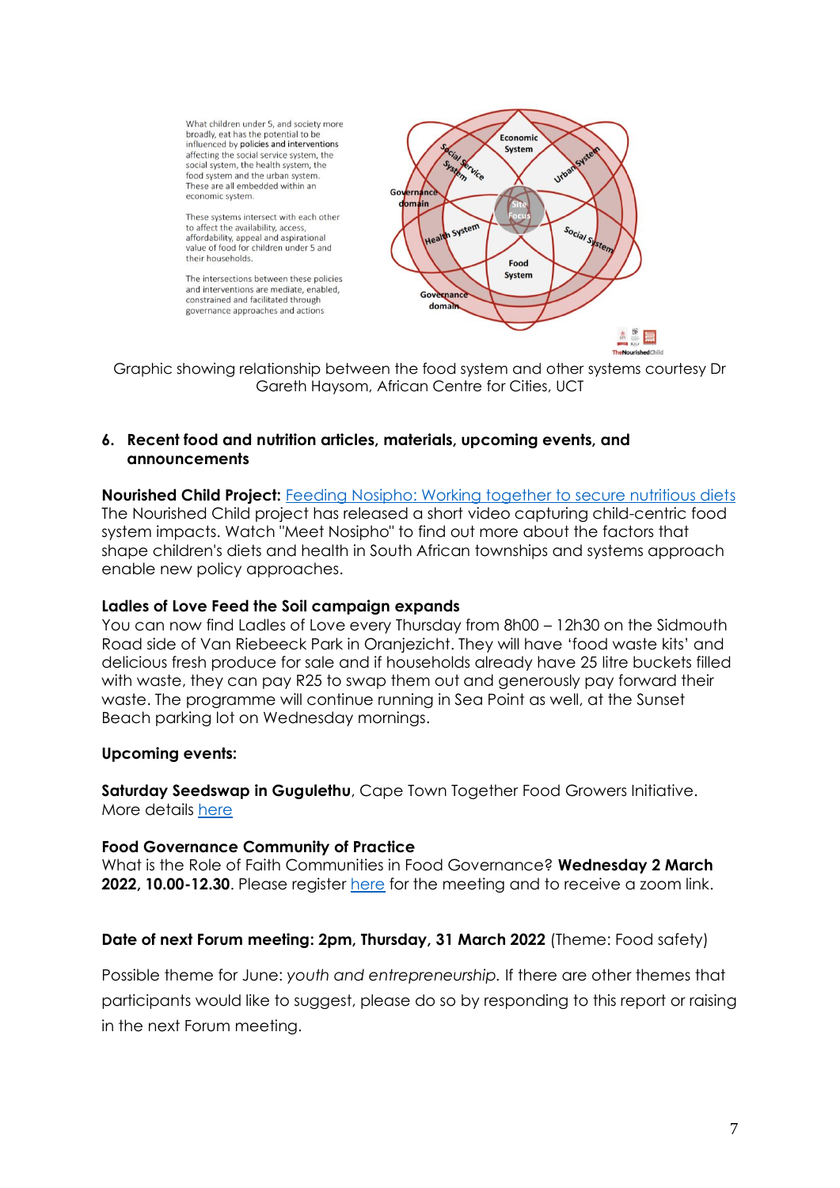What children under 5, and society more broadly, eat has the potential to be influenced by policies and interventions affecting the social service system, the social system, the health system, the food system and the urban system. These are all embedded within an economic system.

These systems intersect with each other to affect the availability, access, affordability, appeal and aspirational value of food for children under 5 and their households.

The intersections between these policies and interventions are mediate, enabled, constrained and facilitated through governance approaches and actions

Economic System
Social Service System
Urban System
Governance domain
Site Focus
Health System
Social System
Food System
Governance domain
TheNourishedChild

Graphic showing relationship between the food system and other systems courtesy Dr Gareth Haysom, African Centre for Cities, UCT

## 6. Recent food and nutrition articles, materials, upcoming events, and announcements

**Nourished Child Project:** [Feeding Nosipho: Working together to secure nutritious diets]()
The Nourished Child project has released a short video capturing child-centric food system impacts. Watch "Meet Nosipho" to find out more about the factors that shape children's diets and health in South African townships and systems approach enable new policy approaches.

**Ladles of Love Feed the Soil campaign expands**
You can now find Ladles of Love every Thursday from 8h00 – 12h30 on the Sidmouth Road side of Van Riebeeck Park in Oranjezicht. They will have 'food waste kits' and delicious fresh produce for sale and if households already have 25 litre buckets filled with waste, they can pay R25 to swap them out and generously pay forward their waste. The programme will continue running in Sea Point as well, at the Sunset Beach parking lot on Wednesday mornings.

**Upcoming events:**

**Saturday Seedswap in Gugulethu**, Cape Town Together Food Growers Initiative. More details [here]()

**Food Governance Community of Practice**
What is the Role of Faith Communities in Food Governance? **Wednesday 2 March 2022, 10.00-12.30**. Please register [here]() for the meeting and to receive a zoom link.

**Date of next Forum meeting: 2pm, Thursday, 31 March 2022** (Theme: Food safety)

Possible theme for June: *youth and entrepreneurship.* If there are other themes that participants would like to suggest, please do so by responding to this report or raising in the next Forum meeting.